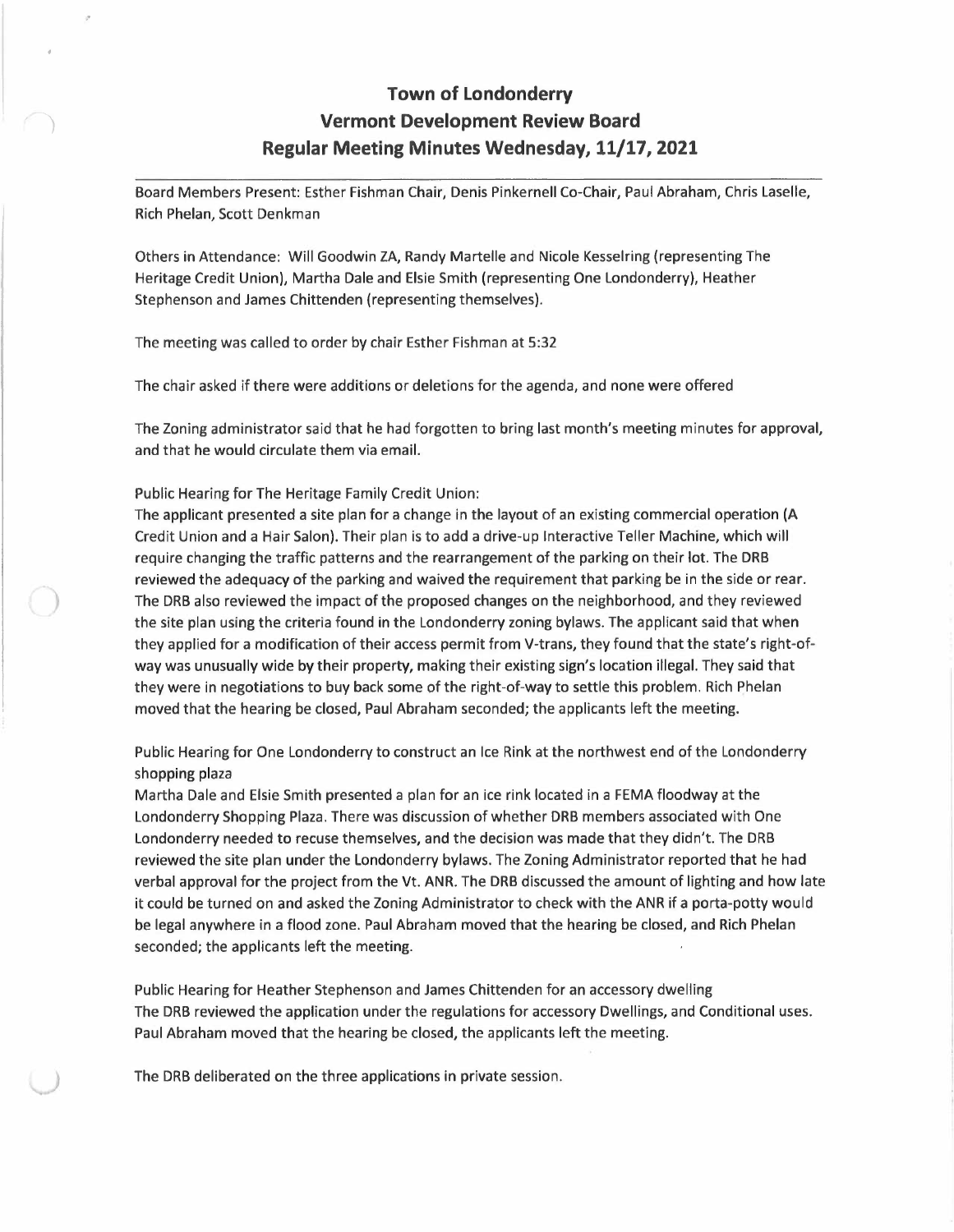# Town of Londonderry
# Vermont Development Review Board
# Regular Meeting Minutes Wednesday, 11/17, 2021

Board Members Present: Esther Fishman Chair, Denis Pinkernell Co-Chair, Paul Abraham, Chris Laselle, Rich Phelan, Scott Denkman

Others in Attendance: Will Goodwin ZA, Randy Martelle and Nicole Kesselring (representing The Heritage Credit Union), Martha Dale and Elsie Smith (representing One Londonderry), Heather Stephenson and James Chittenden (representing themselves).

The meeting was called to order by chair Esther Fishman at 5:32

The chair asked if there were additions or deletions for the agenda, and none were offered

The Zoning administrator said that he had forgotten to bring last month's meeting minutes for approval, and that he would circulate them via email.

Public Hearing for The Heritage Family Credit Union:
The applicant presented a site plan for a change in the layout of an existing commercial operation (A Credit Union and a Hair Salon). Their plan is to add a drive-up Interactive Teller Machine, which will require changing the traffic patterns and the rearrangement of the parking on their lot. The DRB reviewed the adequacy of the parking and waived the requirement that parking be in the side or rear. The DRB also reviewed the impact of the proposed changes on the neighborhood, and they reviewed the site plan using the criteria found in the Londonderry zoning bylaws. The applicant said that when they applied for a modification of their access permit from V-trans, they found that the state's right-of-way was unusually wide by their property, making their existing sign's location illegal. They said that they were in negotiations to buy back some of the right-of-way to settle this problem. Rich Phelan moved that the hearing be closed, Paul Abraham seconded; the applicants left the meeting.

Public Hearing for One Londonderry to construct an Ice Rink at the northwest end of the Londonderry shopping plaza
Martha Dale and Elsie Smith presented a plan for an ice rink located in a FEMA floodway at the Londonderry Shopping Plaza. There was discussion of whether DRB members associated with One Londonderry needed to recuse themselves, and the decision was made that they didn't. The DRB reviewed the site plan under the Londonderry bylaws. The Zoning Administrator reported that he had verbal approval for the project from the Vt. ANR. The DRB discussed the amount of lighting and how late it could be turned on and asked the Zoning Administrator to check with the ANR if a porta-potty would be legal anywhere in a flood zone. Paul Abraham moved that the hearing be closed, and Rich Phelan seconded; the applicants left the meeting.

Public Hearing for Heather Stephenson and James Chittenden for an accessory dwelling
The DRB reviewed the application under the regulations for accessory Dwellings, and Conditional uses. Paul Abraham moved that the hearing be closed, the applicants left the meeting.

The DRB deliberated on the three applications in private session.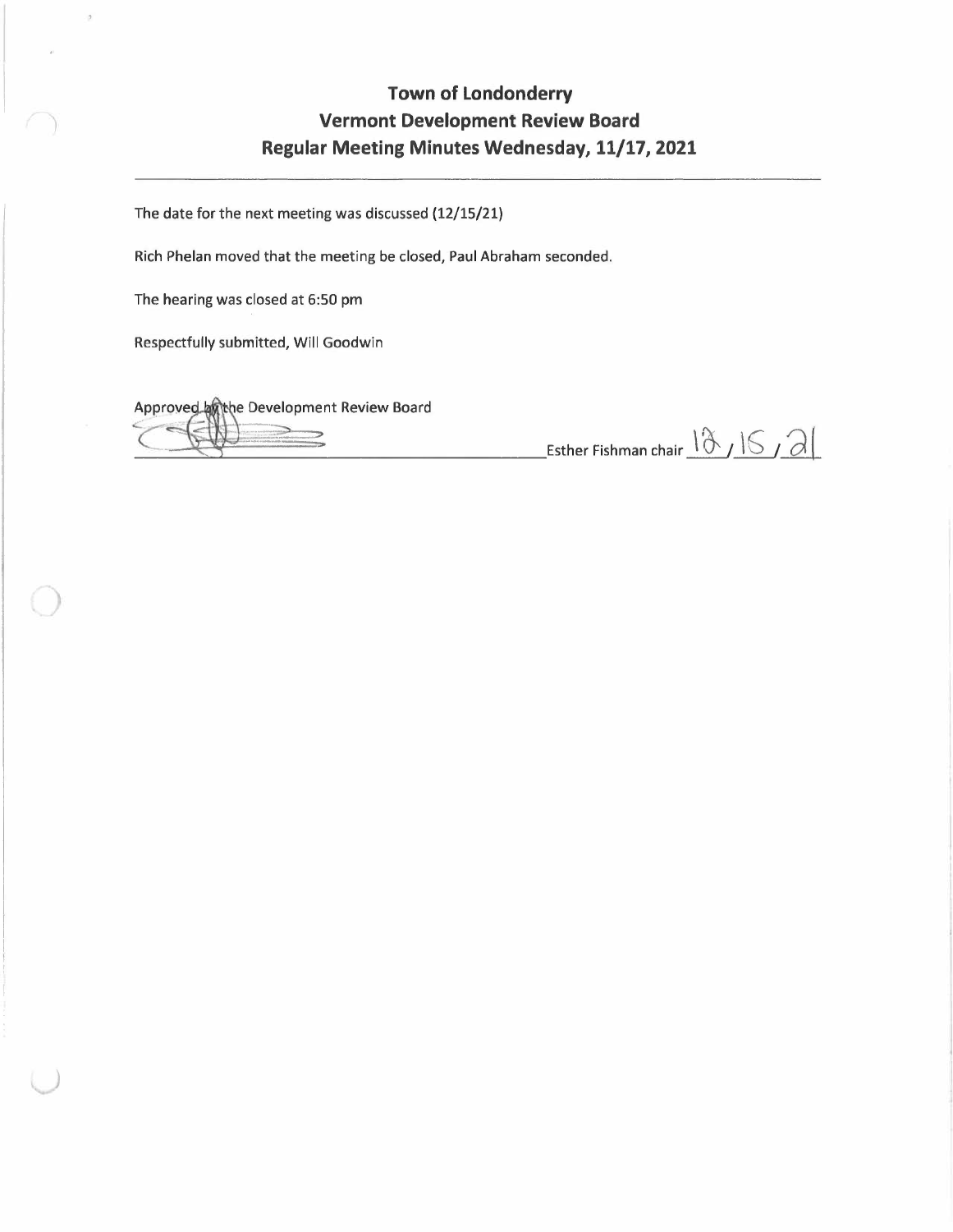**Town of Londonderry**
**Vermont Development Review Board**
**Regular Meeting Minutes Wednesday, 11/17, 2021**

---

The date for the next meeting was discussed (12/15/21)

Rich Phelan moved that the meeting be closed, Paul Abraham seconded.

The hearing was closed at 6:50 pm

Respectfully submitted, Will Goodwin

Approved by the Development Review Board

_______________________________ Esther Fishman chair 12/15/21